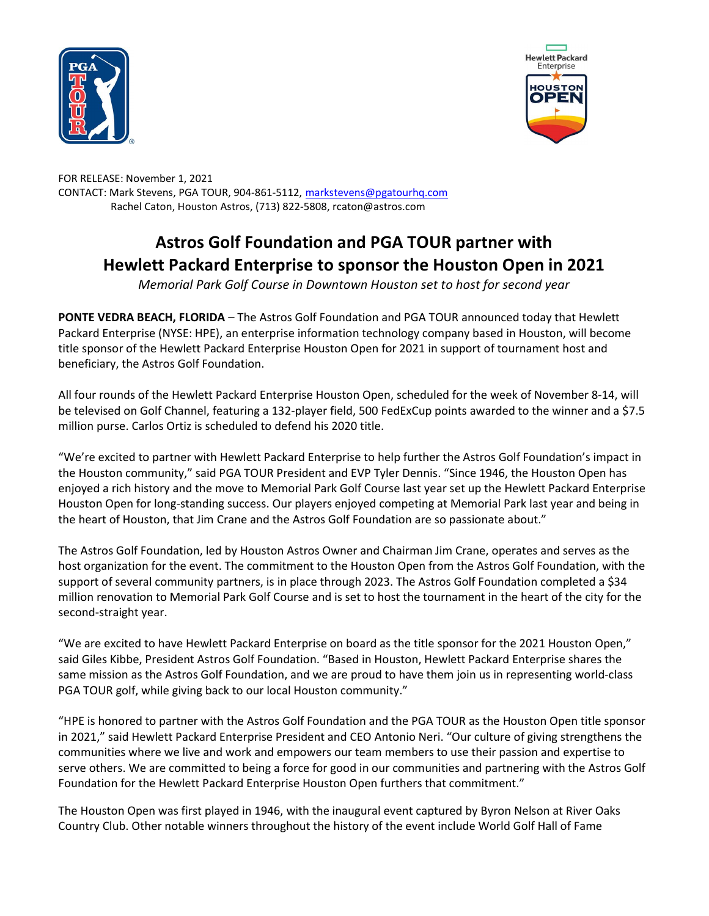FOR RELEASE: November 1, 2021
CONTACT: Mark Stevens, PGA TOUR, 904-861-5112, markstevens@pgatourhq.com
Rachel Caton, Houston Astros, (713) 822-5808, rcaton@astros.com

# Astros Golf Foundation and PGA TOUR partner with Hewlett Packard Enterprise to sponsor the Houston Open in 2021

*Memorial Park Golf Course in Downtown Houston set to host for second year*

**PONTE VEDRA BEACH, FLORIDA** – The Astros Golf Foundation and PGA TOUR announced today that Hewlett Packard Enterprise (NYSE: HPE), an enterprise information technology company based in Houston, will become title sponsor of the Hewlett Packard Enterprise Houston Open for 2021 in support of tournament host and beneficiary, the Astros Golf Foundation.

All four rounds of the Hewlett Packard Enterprise Houston Open, scheduled for the week of November 8-14, will be televised on Golf Channel, featuring a 132-player field, 500 FedExCup points awarded to the winner and a $7.5 million purse. Carlos Ortiz is scheduled to defend his 2020 title.

"We're excited to partner with Hewlett Packard Enterprise to help further the Astros Golf Foundation's impact in the Houston community," said PGA TOUR President and EVP Tyler Dennis. "Since 1946, the Houston Open has enjoyed a rich history and the move to Memorial Park Golf Course last year set up the Hewlett Packard Enterprise Houston Open for long-standing success. Our players enjoyed competing at Memorial Park last year and being in the heart of Houston, that Jim Crane and the Astros Golf Foundation are so passionate about."

The Astros Golf Foundation, led by Houston Astros Owner and Chairman Jim Crane, operates and serves as the host organization for the event. The commitment to the Houston Open from the Astros Golf Foundation, with the support of several community partners, is in place through 2023. The Astros Golf Foundation completed a $34 million renovation to Memorial Park Golf Course and is set to host the tournament in the heart of the city for the second-straight year.

"We are excited to have Hewlett Packard Enterprise on board as the title sponsor for the 2021 Houston Open," said Giles Kibbe, President Astros Golf Foundation. "Based in Houston, Hewlett Packard Enterprise shares the same mission as the Astros Golf Foundation, and we are proud to have them join us in representing world-class PGA TOUR golf, while giving back to our local Houston community."

"HPE is honored to partner with the Astros Golf Foundation and the PGA TOUR as the Houston Open title sponsor in 2021," said Hewlett Packard Enterprise President and CEO Antonio Neri. "Our culture of giving strengthens the communities where we live and work and empowers our team members to use their passion and expertise to serve others. We are committed to being a force for good in our communities and partnering with the Astros Golf Foundation for the Hewlett Packard Enterprise Houston Open furthers that commitment."

The Houston Open was first played in 1946, with the inaugural event captured by Byron Nelson at River Oaks Country Club. Other notable winners throughout the history of the event include World Golf Hall of Fame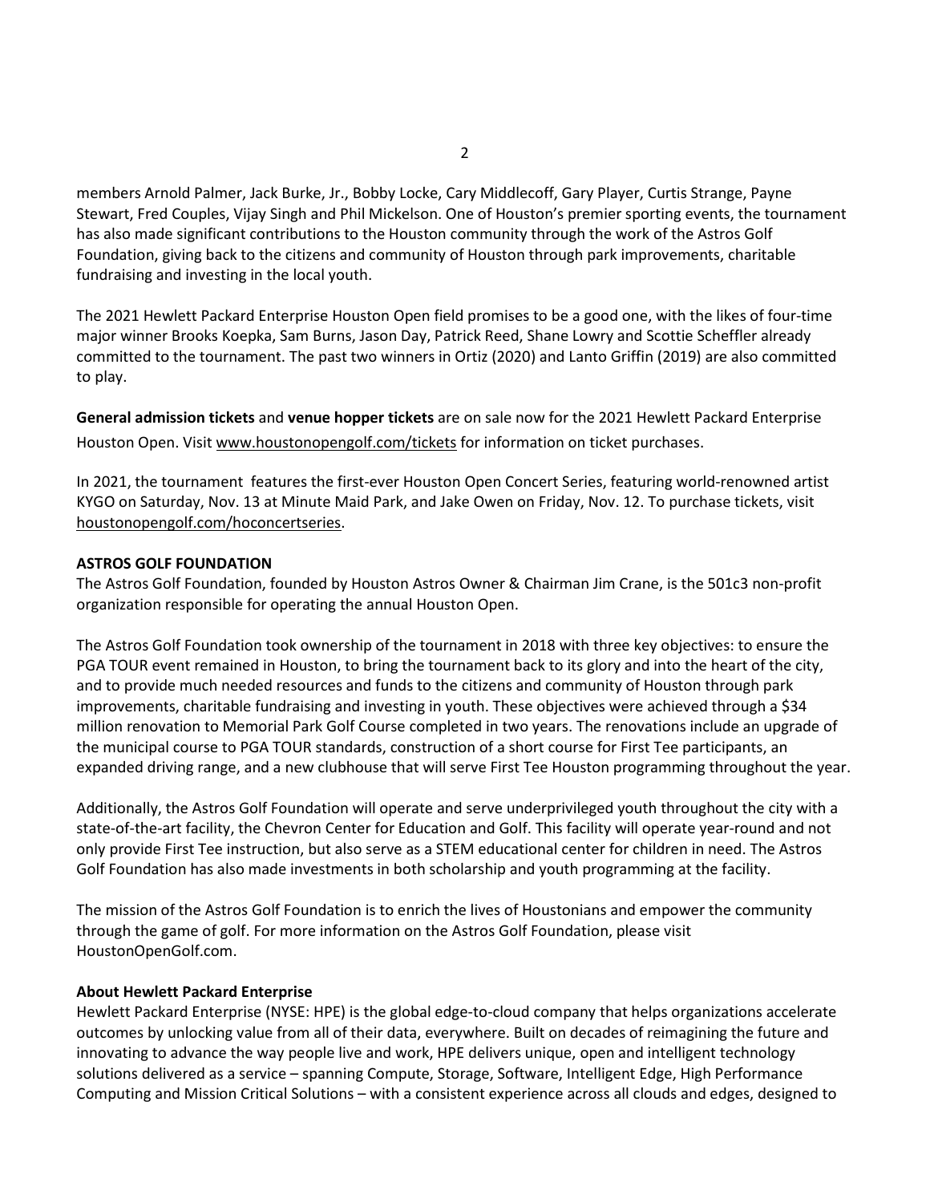members Arnold Palmer, Jack Burke, Jr., Bobby Locke, Cary Middlecoff, Gary Player, Curtis Strange, Payne Stewart, Fred Couples, Vijay Singh and Phil Mickelson. One of Houston's premier sporting events, the tournament has also made significant contributions to the Houston community through the work of the Astros Golf Foundation, giving back to the citizens and community of Houston through park improvements, charitable fundraising and investing in the local youth.

The 2021 Hewlett Packard Enterprise Houston Open field promises to be a good one, with the likes of four-time major winner Brooks Koepka, Sam Burns, Jason Day, Patrick Reed, Shane Lowry and Scottie Scheffler already committed to the tournament. The past two winners in Ortiz (2020) and Lanto Griffin (2019) are also committed to play.

**General admission tickets** and **venue hopper tickets** are on sale now for the 2021 Hewlett Packard Enterprise Houston Open. Visit www.houstonopengolf.com/tickets for information on ticket purchases.

In 2021, the tournament features the first-ever Houston Open Concert Series, featuring world-renowned artist KYGO on Saturday, Nov. 13 at Minute Maid Park, and Jake Owen on Friday, Nov. 12. To purchase tickets, visit houstonopengolf.com/hoconcertseries.

**ASTROS GOLF FOUNDATION**

The Astros Golf Foundation, founded by Houston Astros Owner & Chairman Jim Crane, is the 501c3 non-profit organization responsible for operating the annual Houston Open.

The Astros Golf Foundation took ownership of the tournament in 2018 with three key objectives: to ensure the PGA TOUR event remained in Houston, to bring the tournament back to its glory and into the heart of the city, and to provide much needed resources and funds to the citizens and community of Houston through park improvements, charitable fundraising and investing in youth. These objectives were achieved through a $34 million renovation to Memorial Park Golf Course completed in two years. The renovations include an upgrade of the municipal course to PGA TOUR standards, construction of a short course for First Tee participants, an expanded driving range, and a new clubhouse that will serve First Tee Houston programming throughout the year.

Additionally, the Astros Golf Foundation will operate and serve underprivileged youth throughout the city with a state-of-the-art facility, the Chevron Center for Education and Golf. This facility will operate year-round and not only provide First Tee instruction, but also serve as a STEM educational center for children in need. The Astros Golf Foundation has also made investments in both scholarship and youth programming at the facility.

The mission of the Astros Golf Foundation is to enrich the lives of Houstonians and empower the community through the game of golf. For more information on the Astros Golf Foundation, please visit HoustonOpenGolf.com.

**About Hewlett Packard Enterprise**

Hewlett Packard Enterprise (NYSE: HPE) is the global edge-to-cloud company that helps organizations accelerate outcomes by unlocking value from all of their data, everywhere. Built on decades of reimagining the future and innovating to advance the way people live and work, HPE delivers unique, open and intelligent technology solutions delivered as a service – spanning Compute, Storage, Software, Intelligent Edge, High Performance Computing and Mission Critical Solutions – with a consistent experience across all clouds and edges, designed to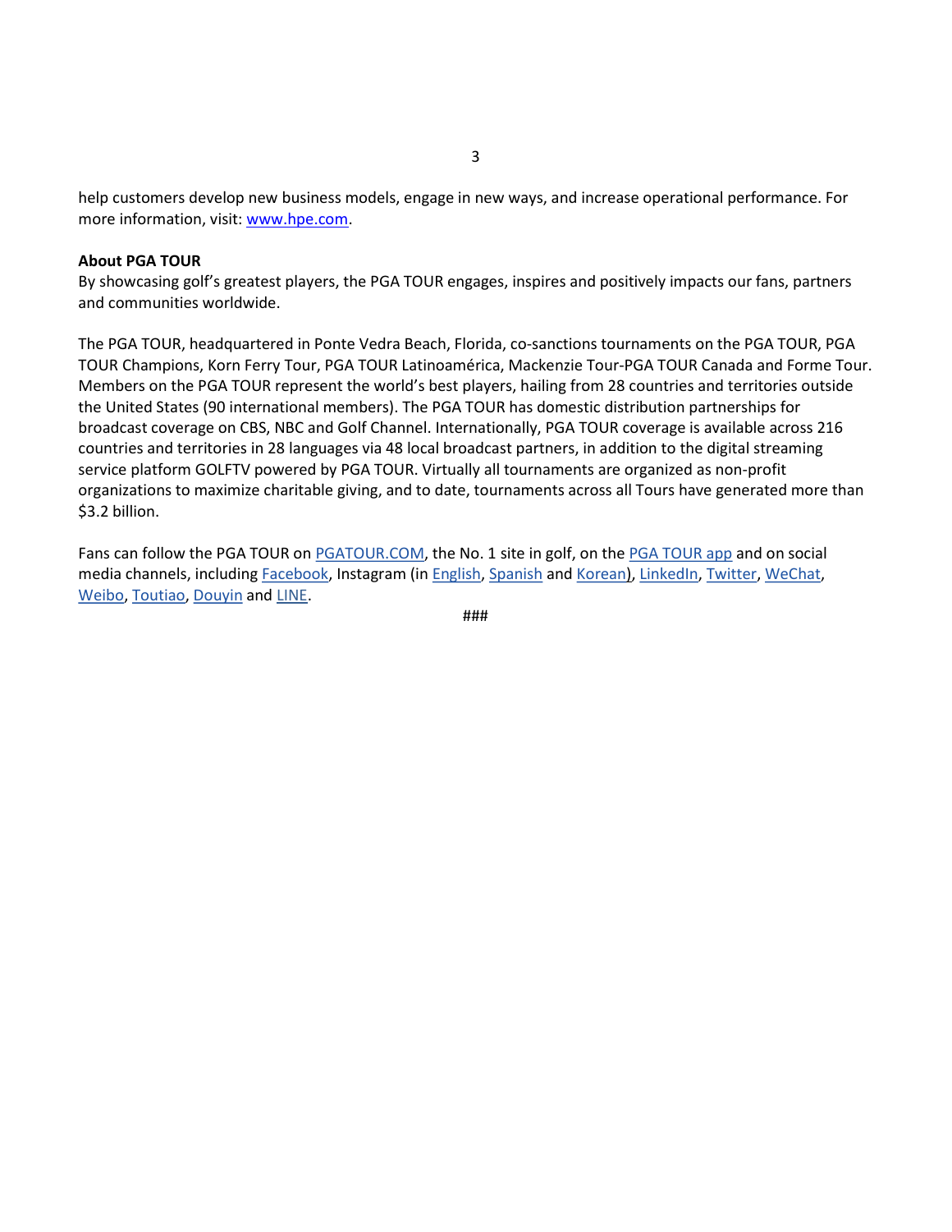help customers develop new business models, engage in new ways, and increase operational performance. For more information, visit: [www.hpe.com](www.hpe.com).

**About PGA TOUR**

By showcasing golf's greatest players, the PGA TOUR engages, inspires and positively impacts our fans, partners and communities worldwide.

The PGA TOUR, headquartered in Ponte Vedra Beach, Florida, co-sanctions tournaments on the PGA TOUR, PGA TOUR Champions, Korn Ferry Tour, PGA TOUR Latinoamérica, Mackenzie Tour-PGA TOUR Canada and Forme Tour. Members on the PGA TOUR represent the world's best players, hailing from 28 countries and territories outside the United States (90 international members). The PGA TOUR has domestic distribution partnerships for broadcast coverage on CBS, NBC and Golf Channel. Internationally, PGA TOUR coverage is available across 216 countries and territories in 28 languages via 48 local broadcast partners, in addition to the digital streaming service platform GOLFTV powered by PGA TOUR. Virtually all tournaments are organized as non-profit organizations to maximize charitable giving, and to date, tournaments across all Tours have generated more than $3.2 billion.

Fans can follow the PGA TOUR on PGATOUR.COM, the No. 1 site in golf, on the PGA TOUR app and on social media channels, including Facebook, Instagram (in English, Spanish and Korean), LinkedIn, Twitter, WeChat, Weibo, Toutiao, Douyin and LINE.

###